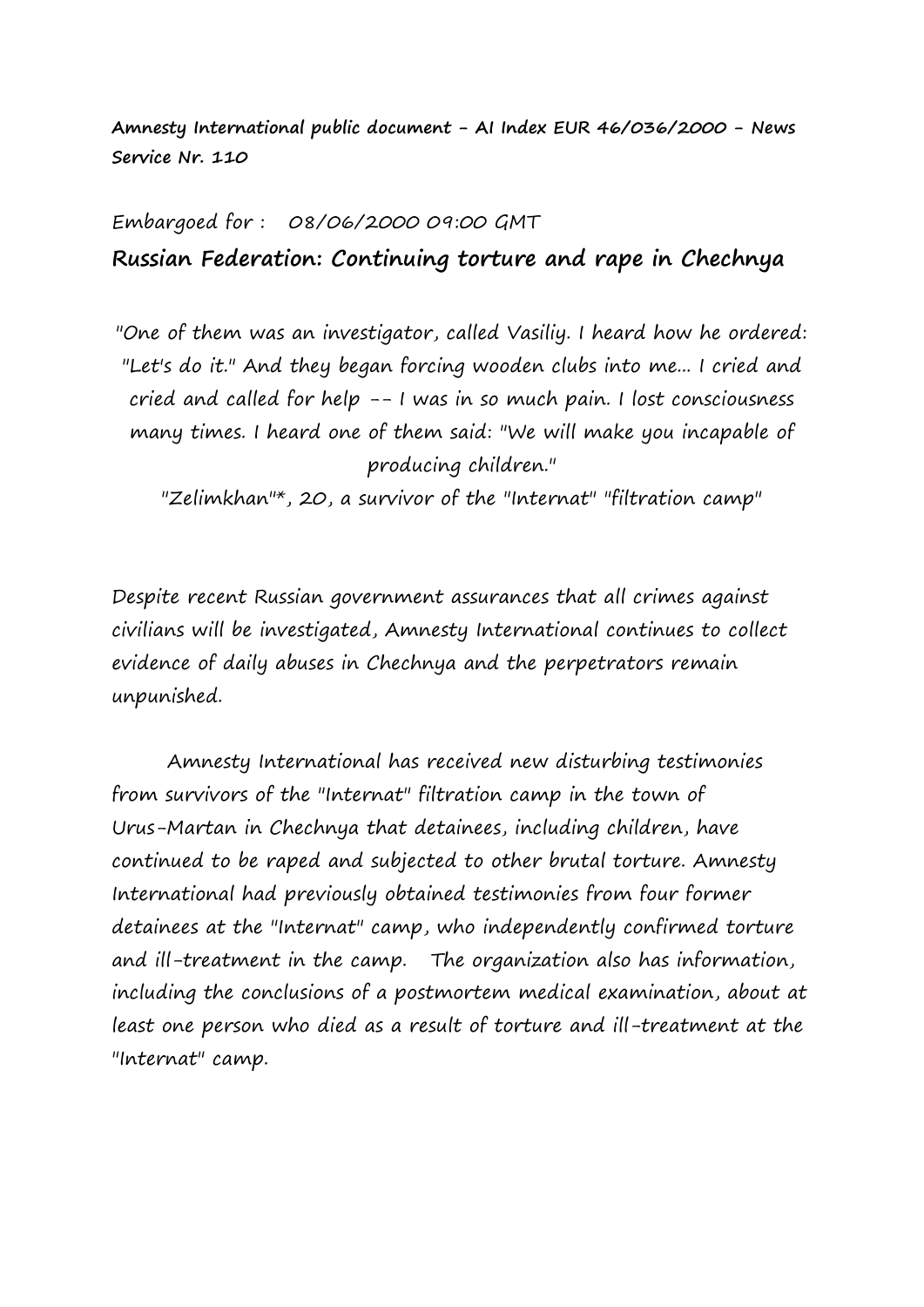**Amnesty International public document - AI Index EUR 46/036/2000 - News Service Nr. 110**

Embargoed for : 08/06/2000 09:00 GMT

# Russian Federation: Continuing torture and rape in Chechnya

"One of them was an investigator, called Vasiliy. I heard how he ordered: "Let's do it." And they began forcing wooden clubs into me... I cried and cried and called for help -- I was in so much pain. I lost consciousness many times. I heard one of them said: "We will make you incapable of producing children."

"Zelimkhan"*, 20, a survivor of the "Internat" "filtration camp"

Despite recent Russian government assurances that all crimes against civilians will be investigated, Amnesty International continues to collect evidence of daily abuses in Chechnya and the perpetrators remain unpunished.

Amnesty International has received new disturbing testimonies from survivors of the "Internat" filtration camp in the town of Urus-Martan in Chechnya that detainees, including children, have continued to be raped and subjected to other brutal torture. Amnesty International had previously obtained testimonies from four former detainees at the "Internat" camp, who independently confirmed torture and ill-treatment in the camp. The organization also has information, including the conclusions of a postmortem medical examination, about at least one person who died as a result of torture and ill-treatment at the "Internat" camp.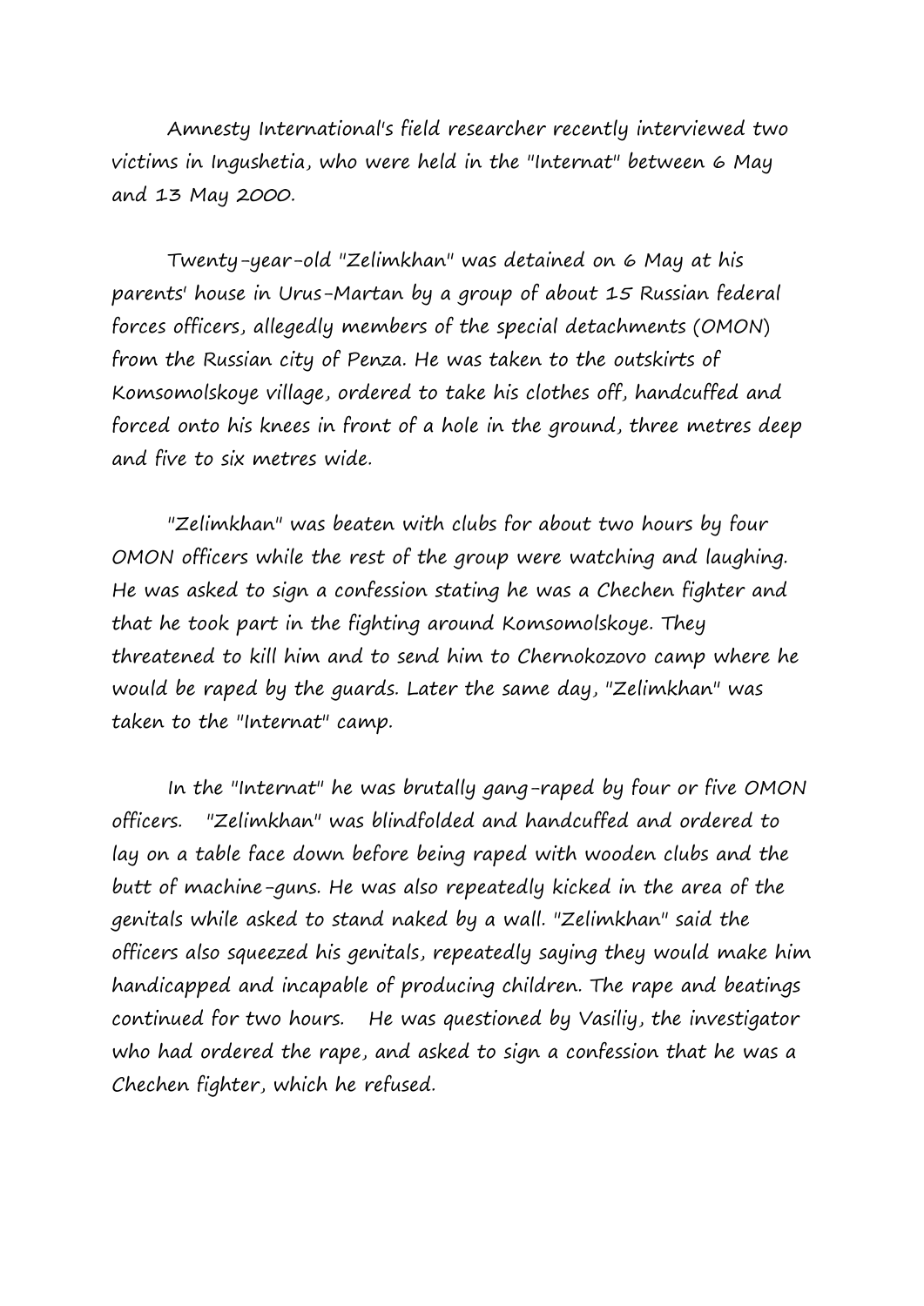Amnesty International's field researcher recently interviewed two victims in Ingushetia, who were held in the "Internat" between 6 May and 13 May 2000.

Twenty-year-old "Zelimkhan" was detained on 6 May at his parents' house in Urus-Martan by a group of about 15 Russian federal forces officers, allegedly members of the special detachments (OMON) from the Russian city of Penza. He was taken to the outskirts of Komsomolskoye village, ordered to take his clothes off, handcuffed and forced onto his knees in front of a hole in the ground, three metres deep and five to six metres wide.

"Zelimkhan" was beaten with clubs for about two hours by four OMON officers while the rest of the group were watching and laughing. He was asked to sign a confession stating he was a Chechen fighter and that he took part in the fighting around Komsomolskoye. They threatened to kill him and to send him to Chernokozovo camp where he would be raped by the guards. Later the same day, "Zelimkhan" was taken to the "Internat" camp.

In the "Internat" he was brutally gang-raped by four or five OMON officers. "Zelimkhan" was blindfolded and handcuffed and ordered to lay on a table face down before being raped with wooden clubs and the butt of machine-guns. He was also repeatedly kicked in the area of the genitals while asked to stand naked by a wall. "Zelimkhan" said the officers also squeezed his genitals, repeatedly saying they would make him handicapped and incapable of producing children. The rape and beatings continued for two hours. He was questioned by Vasiliy, the investigator who had ordered the rape, and asked to sign a confession that he was a Chechen fighter, which he refused.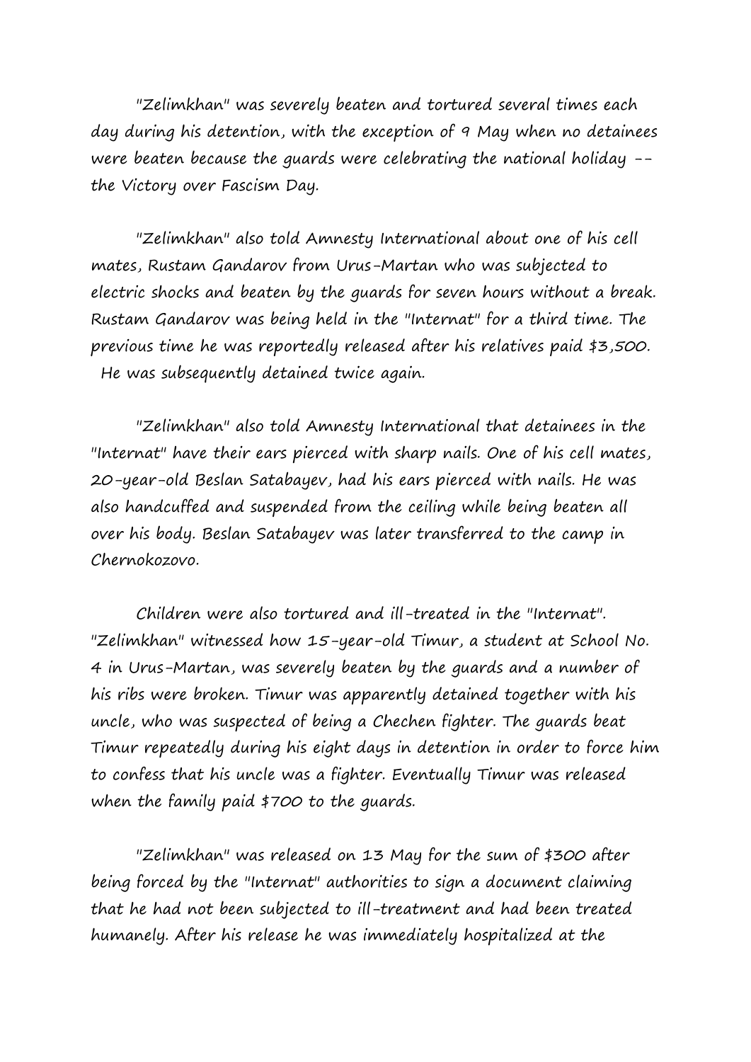"Zelimkhan" was severely beaten and tortured several times each day during his detention, with the exception of 9 May when no detainees were beaten because the guards were celebrating the national holiday -- the Victory over Fascism Day.

"Zelimkhan" also told Amnesty International about one of his cell mates, Rustam Gandarov from Urus-Martan who was subjected to electric shocks and beaten by the guards for seven hours without a break. Rustam Gandarov was being held in the "Internat" for a third time. The previous time he was reportedly released after his relatives paid $3,500. He was subsequently detained twice again.

"Zelimkhan" also told Amnesty International that detainees in the "Internat" have their ears pierced with sharp nails. One of his cell mates, 20-year-old Beslan Satabayev, had his ears pierced with nails. He was also handcuffed and suspended from the ceiling while being beaten all over his body. Beslan Satabayev was later transferred to the camp in Chernokozovo.

Children were also tortured and ill-treated in the "Internat". "Zelimkhan" witnessed how 15-year-old Timur, a student at School No. 4 in Urus-Martan, was severely beaten by the guards and a number of his ribs were broken. Timur was apparently detained together with his uncle, who was suspected of being a Chechen fighter. The guards beat Timur repeatedly during his eight days in detention in order to force him to confess that his uncle was a fighter. Eventually Timur was released when the family paid $700 to the guards.

"Zelimkhan" was released on 13 May for the sum of $300 after being forced by the "Internat" authorities to sign a document claiming that he had not been subjected to ill-treatment and had been treated humanely. After his release he was immediately hospitalized at the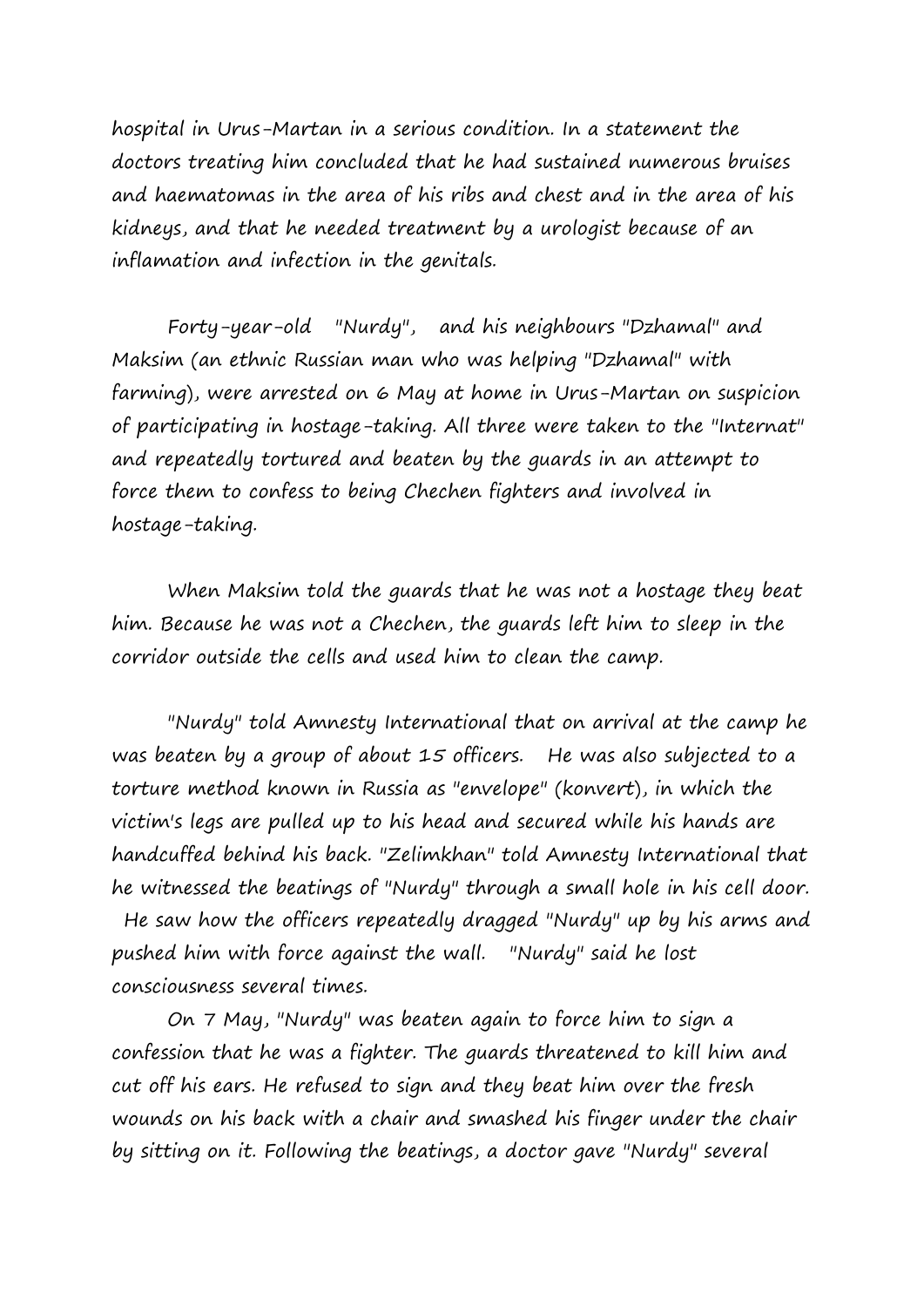hospital in Urus-Martan in a serious condition. In a statement the doctors treating him concluded that he had sustained numerous bruises and haematomas in the area of his ribs and chest and in the area of his kidneys, and that he needed treatment by a urologist because of an inflamation and infection in the genitals.

Forty-year-old "Nurdy", and his neighbours "Dzhamal" and Maksim (an ethnic Russian man who was helping "Dzhamal" with farming), were arrested on 6 May at home in Urus-Martan on suspicion of participating in hostage-taking. All three were taken to the "Internat" and repeatedly tortured and beaten by the guards in an attempt to force them to confess to being Chechen fighters and involved in hostage-taking.

When Maksim told the guards that he was not a hostage they beat him. Because he was not a Chechen, the guards left him to sleep in the corridor outside the cells and used him to clean the camp.

"Nurdy" told Amnesty International that on arrival at the camp he was beaten by a group of about 15 officers. He was also subjected to a torture method known in Russia as "envelope" (konvert), in which the victim's legs are pulled up to his head and secured while his hands are handcuffed behind his back. "Zelimkhan" told Amnesty International that he witnessed the beatings of "Nurdy" through a small hole in his cell door. He saw how the officers repeatedly dragged "Nurdy" up by his arms and pushed him with force against the wall. "Nurdy" said he lost consciousness several times.

On 7 May, "Nurdy" was beaten again to force him to sign a confession that he was a fighter. The guards threatened to kill him and cut off his ears. He refused to sign and they beat him over the fresh wounds on his back with a chair and smashed his finger under the chair by sitting on it. Following the beatings, a doctor gave "Nurdy" several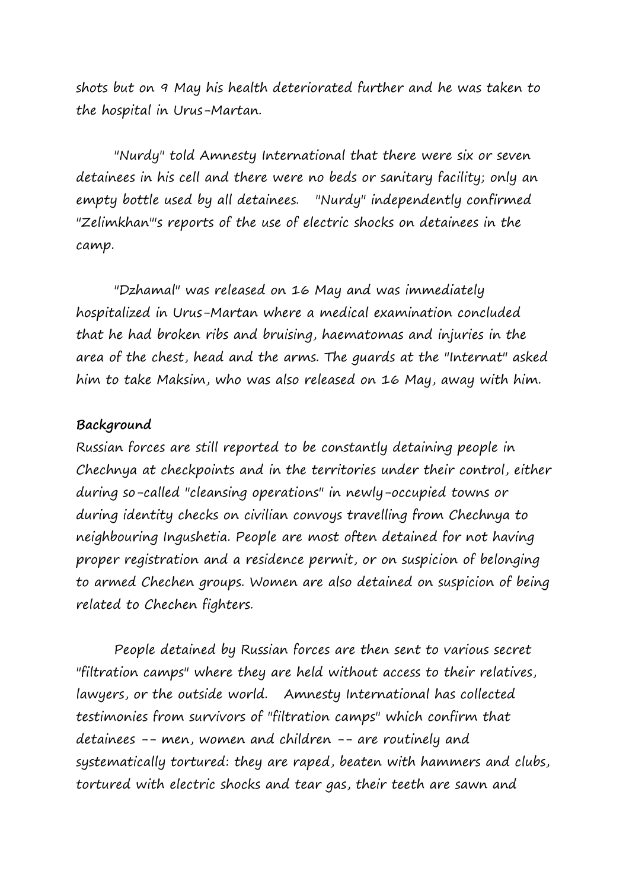shots but on 9 May his health deteriorated further and he was taken to the hospital in Urus-Martan.

"Nurdy" told Amnesty International that there were six or seven detainees in his cell and there were no beds or sanitary facility; only an empty bottle used by all detainees. "Nurdy" independently confirmed "Zelimkhan"'s reports of the use of electric shocks on detainees in the camp.

"Dzhamal" was released on 16 May and was immediately hospitalized in Urus-Martan where a medical examination concluded that he had broken ribs and bruising, haematomas and injuries in the area of the chest, head and the arms. The guards at the "Internat" asked him to take Maksim, who was also released on 16 May, away with him.

**Background**

Russian forces are still reported to be constantly detaining people in Chechnya at checkpoints and in the territories under their control, either during so-called "cleansing operations" in newly-occupied towns or during identity checks on civilian convoys travelling from Chechnya to neighbouring Ingushetia. People are most often detained for not having proper registration and a residence permit, or on suspicion of belonging to armed Chechen groups. Women are also detained on suspicion of being related to Chechen fighters.

People detained by Russian forces are then sent to various secret "filtration camps" where they are held without access to their relatives, lawyers, or the outside world. Amnesty International has collected testimonies from survivors of "filtration camps" which confirm that detainees -- men, women and children -- are routinely and systematically tortured: they are raped, beaten with hammers and clubs, tortured with electric shocks and tear gas, their teeth are sawn and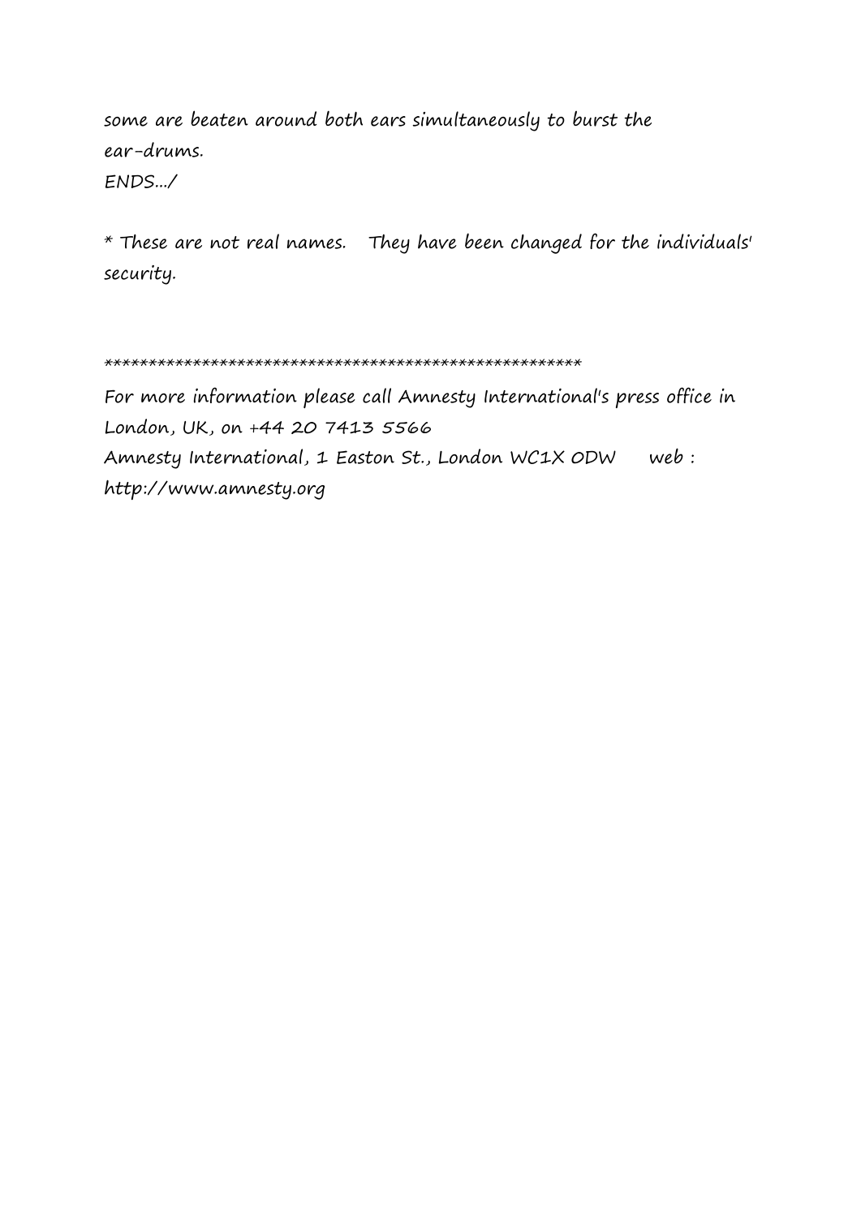some are beaten around both ears simultaneously to burst the ear-drums.

ENDS.../

* These are not real names. They have been changed for the individuals' security.

*****************************************************

For more information please call Amnesty International's press office in London, UK, on +44 20 7413 5566

Amnesty International, 1 Easton St., London WC1X 0DW web : http://www.amnesty.org